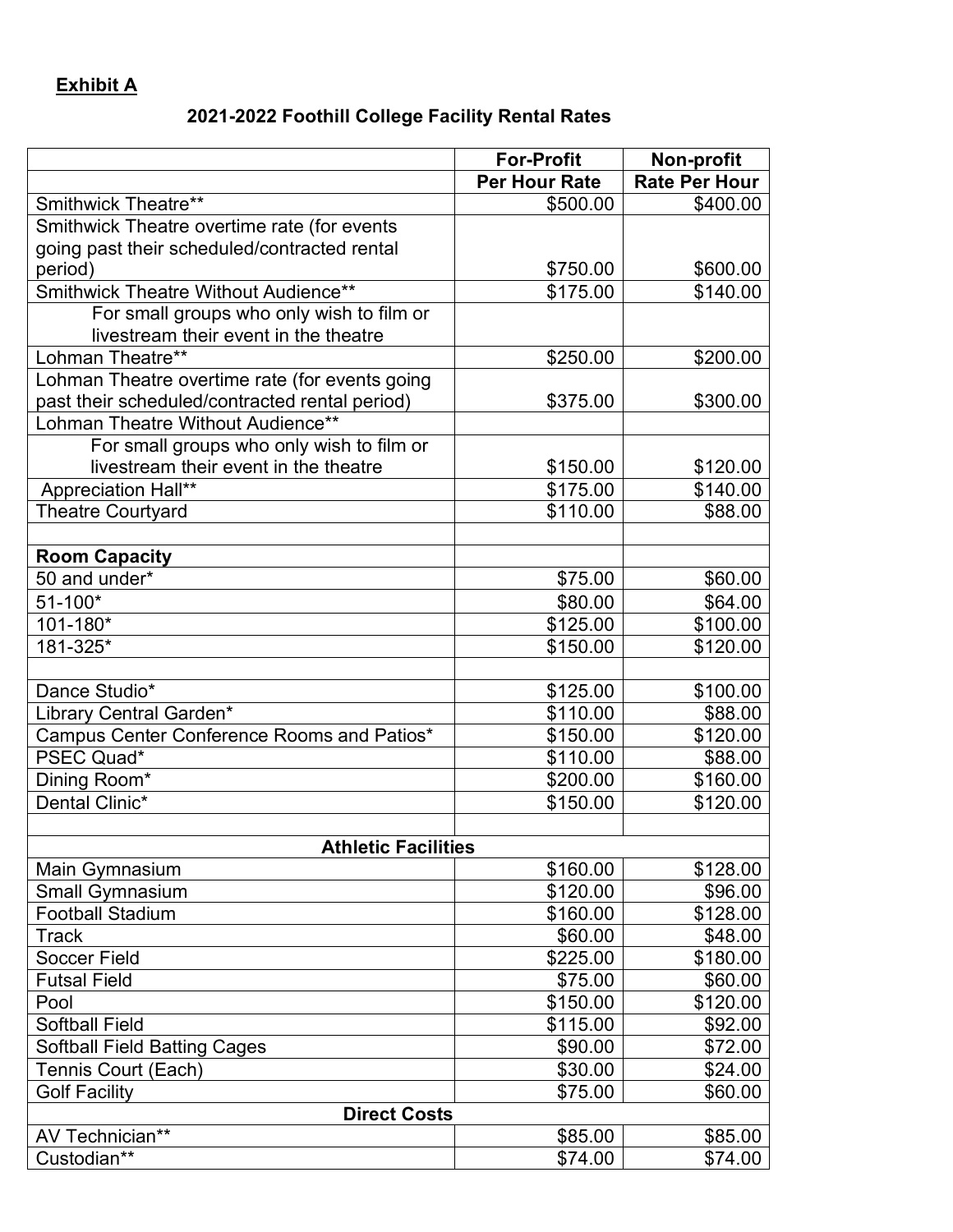**Exhibit A**

**2021-2022 Foothill College Facility Rental Rates**

| | For-Profit Per Hour Rate | Non-profit Rate Per Hour |
|---|---|---|
| Smithwick Theatre** | $500.00 | $400.00 |
| Smithwick Theatre overtime rate (for events going past their scheduled/contracted rental period) | $750.00 | $600.00 |
| Smithwick Theatre Without Audience** | $175.00 | $140.00 |
| For small groups who only wish to film or livestream their event in the theatre | | |
| Lohman Theatre** | $250.00 | $200.00 |
| Lohman Theatre overtime rate (for events going past their scheduled/contracted rental period) | $375.00 | $300.00 |
| Lohman Theatre Without Audience** | | |
| For small groups who only wish to film or livestream their event in the theatre | $150.00 | $120.00 |
| Appreciation Hall** | $175.00 | $140.00 |
| Theatre Courtyard | $110.00 | $88.00 |
| | | |
| **Room Capacity** | | |
| 50 and under* | $75.00 | $60.00 |
| 51-100* | $80.00 | $64.00 |
| 101-180* | $125.00 | $100.00 |
| 181-325* | $150.00 | $120.00 |
| | | |
| Dance Studio* | $125.00 | $100.00 |
| Library Central Garden* | $110.00 | $88.00 |
| Campus Center Conference Rooms and Patios* | $150.00 | $120.00 |
| PSEC Quad* | $110.00 | $88.00 |
| Dining Room* | $200.00 | $160.00 |
| Dental Clinic* | $150.00 | $120.00 |
| | | |
| **Athletic Facilities** | | |
| Main Gymnasium | $160.00 | $128.00 |
| Small Gymnasium | $120.00 | $96.00 |
| Football Stadium | $160.00 | $128.00 |
| Track | $60.00 | $48.00 |
| Soccer Field | $225.00 | $180.00 |
| Futsal Field | $75.00 | $60.00 |
| Pool | $150.00 | $120.00 |
| Softball Field | $115.00 | $92.00 |
| Softball Field Batting Cages | $90.00 | $72.00 |
| Tennis Court (Each) | $30.00 | $24.00 |
| Golf Facility | $75.00 | $60.00 |
| **Direct Costs** | | |
| AV Technician** | $85.00 | $85.00 |
| Custodian** | $74.00 | $74.00 |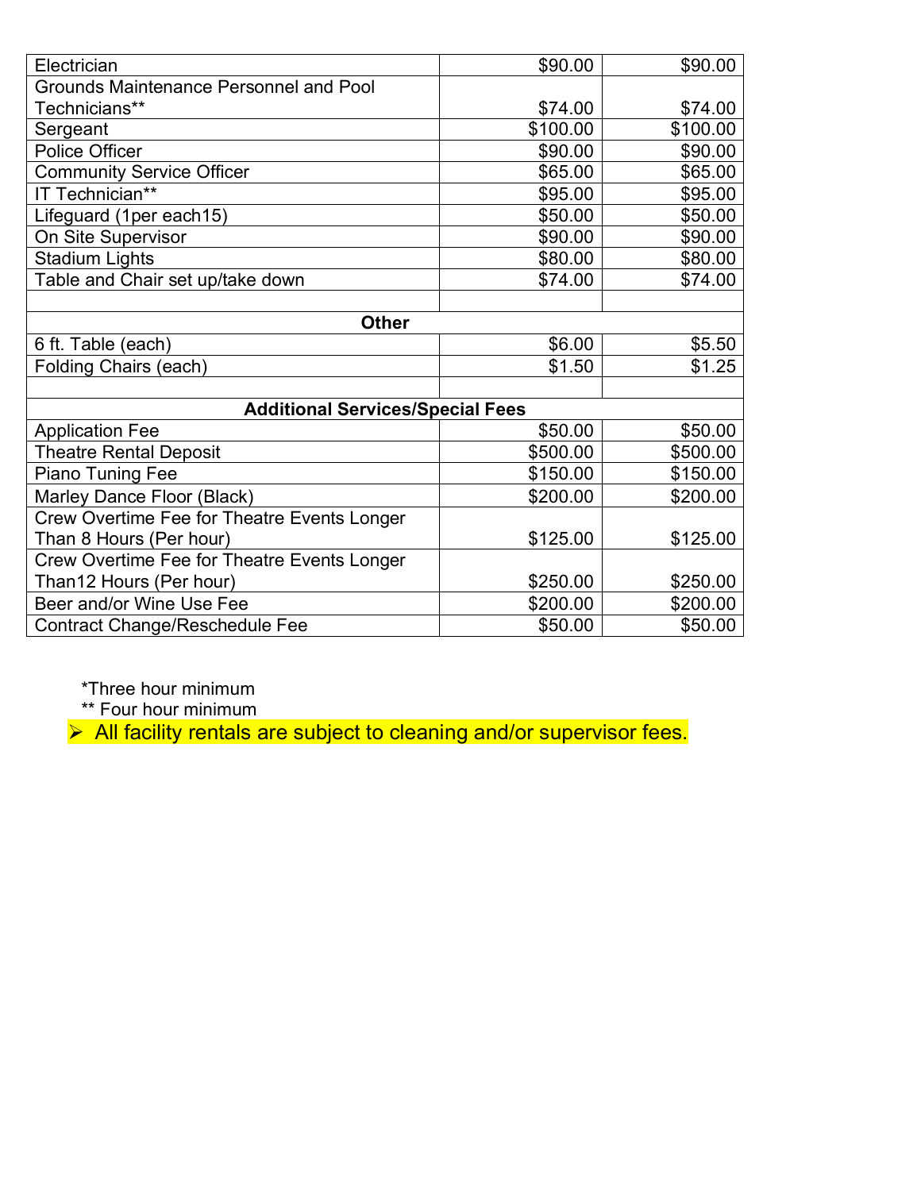| | | |
|---|---|---|
| Electrician | $90.00 | $90.00 |
| Grounds Maintenance Personnel and Pool Technicians** | $74.00 | $74.00 |
| Sergeant | $100.00 | $100.00 |
| Police Officer | $90.00 | $90.00 |
| Community Service Officer | $65.00 | $65.00 |
| IT Technician** | $95.00 | $95.00 |
| Lifeguard (1per each15) | $50.00 | $50.00 |
| On Site Supervisor | $90.00 | $90.00 |
| Stadium Lights | $80.00 | $80.00 |
| Table and Chair set up/take down | $74.00 | $74.00 |
| | | |
| **Other** | | |
| 6 ft. Table (each) | $6.00 | $5.50 |
| Folding Chairs (each) | $1.50 | $1.25 |
| | | |
| **Additional Services/Special Fees** | | |
| Application Fee | $50.00 | $50.00 |
| Theatre Rental Deposit | $500.00 | $500.00 |
| Piano Tuning Fee | $150.00 | $150.00 |
| Marley Dance Floor (Black) | $200.00 | $200.00 |
| Crew Overtime Fee for Theatre Events Longer Than 8 Hours (Per hour) | $125.00 | $125.00 |
| Crew Overtime Fee for Theatre Events Longer Than12 Hours (Per hour) | $250.00 | $250.00 |
| Beer and/or Wine Use Fee | $200.00 | $200.00 |
| Contract Change/Reschedule Fee | $50.00 | $50.00 |

*Three hour minimum
** Four hour minimum

- All facility rentals are subject to cleaning and/or supervisor fees.